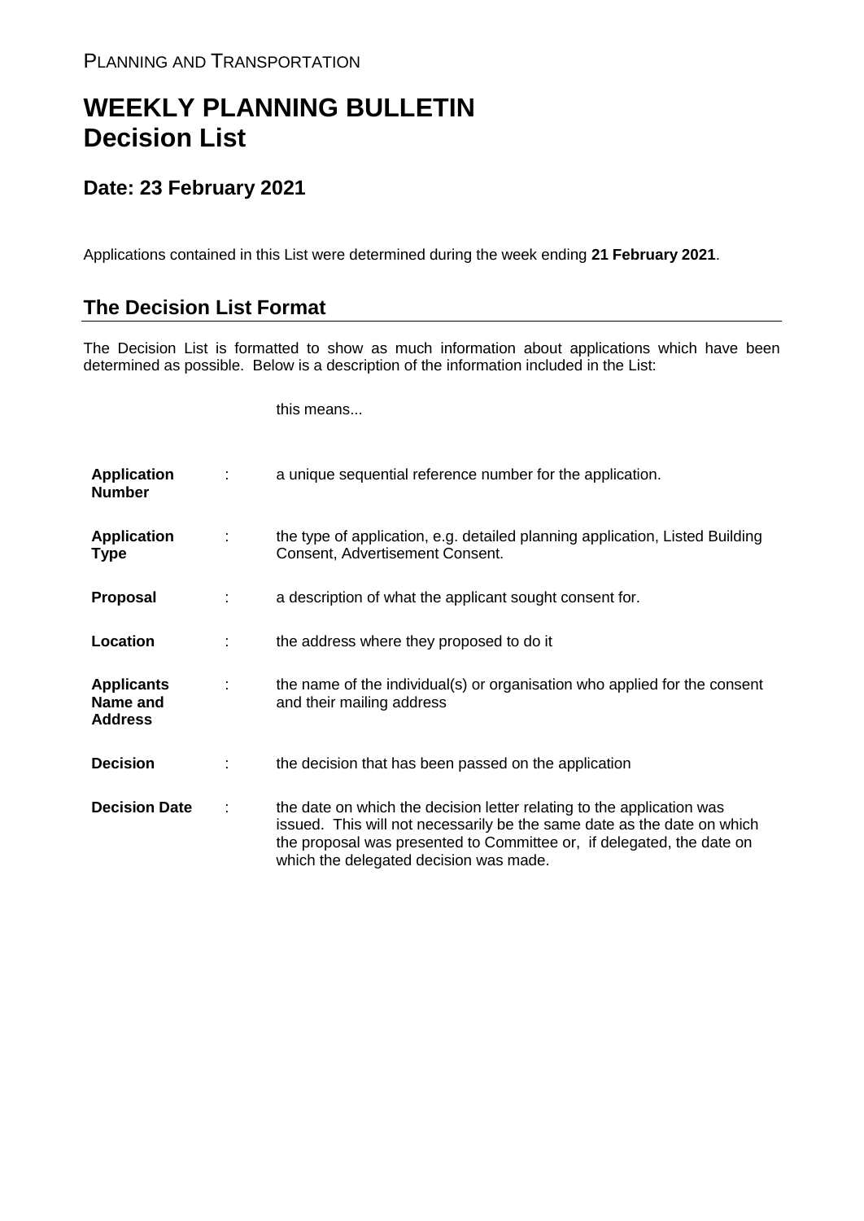PLANNING AND TRANSPORTATION

# WEEKLY PLANNING BULLETIN
# Decision List

## Date: 23 February 2021

Applications contained in this List were determined during the week ending **21 February 2021**.

## The Decision List Format

The Decision List is formatted to show as much information about applications which have been determined as possible. Below is a description of the information included in the List:

| | | this means... |
|---|---|---|
| **Application Number** | : | a unique sequential reference number for the application. |
| **Application Type** | : | the type of application, e.g. detailed planning application, Listed Building Consent, Advertisement Consent. |
| **Proposal** | : | a description of what the applicant sought consent for. |
| **Location** | : | the address where they proposed to do it |
| **Applicants Name and Address** | : | the name of the individual(s) or organisation who applied for the consent and their mailing address |
| **Decision** | : | the decision that has been passed on the application |
| **Decision Date** | : | the date on which the decision letter relating to the application was issued. This will not necessarily be the same date as the date on which the proposal was presented to Committee or, if delegated, the date on which the delegated decision was made. |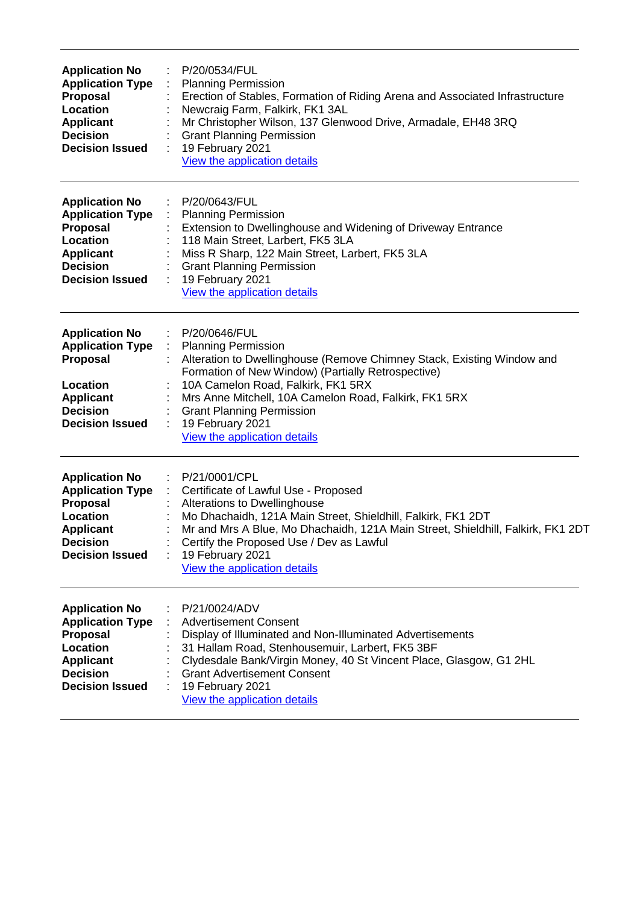---

| | | |
|---|---|---|
| **Application No** | : | P/20/0534/FUL |
| **Application Type** | : | Planning Permission |
| **Proposal** | : | Erection of Stables, Formation of Riding Arena and Associated Infrastructure |
| **Location** | : | Newcraig Farm, Falkirk, FK1 3AL |
| **Applicant** | : | Mr Christopher Wilson, 137 Glenwood Drive, Armadale, EH48 3RQ |
| **Decision** | : | Grant Planning Permission |
| **Decision Issued** | : | 19 February 2021 |
| | | View the application details |

---

| | | |
|---|---|---|
| **Application No** | : | P/20/0643/FUL |
| **Application Type** | : | Planning Permission |
| **Proposal** | : | Extension to Dwellinghouse and Widening of Driveway Entrance |
| **Location** | : | 118 Main Street, Larbert, FK5 3LA |
| **Applicant** | : | Miss R Sharp, 122 Main Street, Larbert, FK5 3LA |
| **Decision** | : | Grant Planning Permission |
| **Decision Issued** | : | 19 February 2021 |
| | | View the application details |

---

| | | |
|---|---|---|
| **Application No** | : | P/20/0646/FUL |
| **Application Type** | : | Planning Permission |
| **Proposal** | : | Alteration to Dwellinghouse (Remove Chimney Stack, Existing Window and Formation of New Window) (Partially Retrospective) |
| **Location** | : | 10A Camelon Road, Falkirk, FK1 5RX |
| **Applicant** | : | Mrs Anne Mitchell, 10A Camelon Road, Falkirk, FK1 5RX |
| **Decision** | : | Grant Planning Permission |
| **Decision Issued** | : | 19 February 2021 |
| | | View the application details |

---

| | | |
|---|---|---|
| **Application No** | : | P/21/0001/CPL |
| **Application Type** | : | Certificate of Lawful Use - Proposed |
| **Proposal** | : | Alterations to Dwellinghouse |
| **Location** | : | Mo Dhachaidh, 121A Main Street, Shieldhill, Falkirk, FK1 2DT |
| **Applicant** | : | Mr and Mrs A Blue, Mo Dhachaidh, 121A Main Street, Shieldhill, Falkirk, FK1 2DT |
| **Decision** | : | Certify the Proposed Use / Dev as Lawful |
| **Decision Issued** | : | 19 February 2021 |
| | | View the application details |

---

| | | |
|---|---|---|
| **Application No** | : | P/21/0024/ADV |
| **Application Type** | : | Advertisement Consent |
| **Proposal** | : | Display of Illuminated and Non-Illuminated Advertisements |
| **Location** | : | 31 Hallam Road, Stenhousemuir, Larbert, FK5 3BF |
| **Applicant** | : | Clydesdale Bank/Virgin Money, 40 St Vincent Place, Glasgow, G1 2HL |
| **Decision** | : | Grant Advertisement Consent |
| **Decision Issued** | : | 19 February 2021 |
| | | View the application details |

---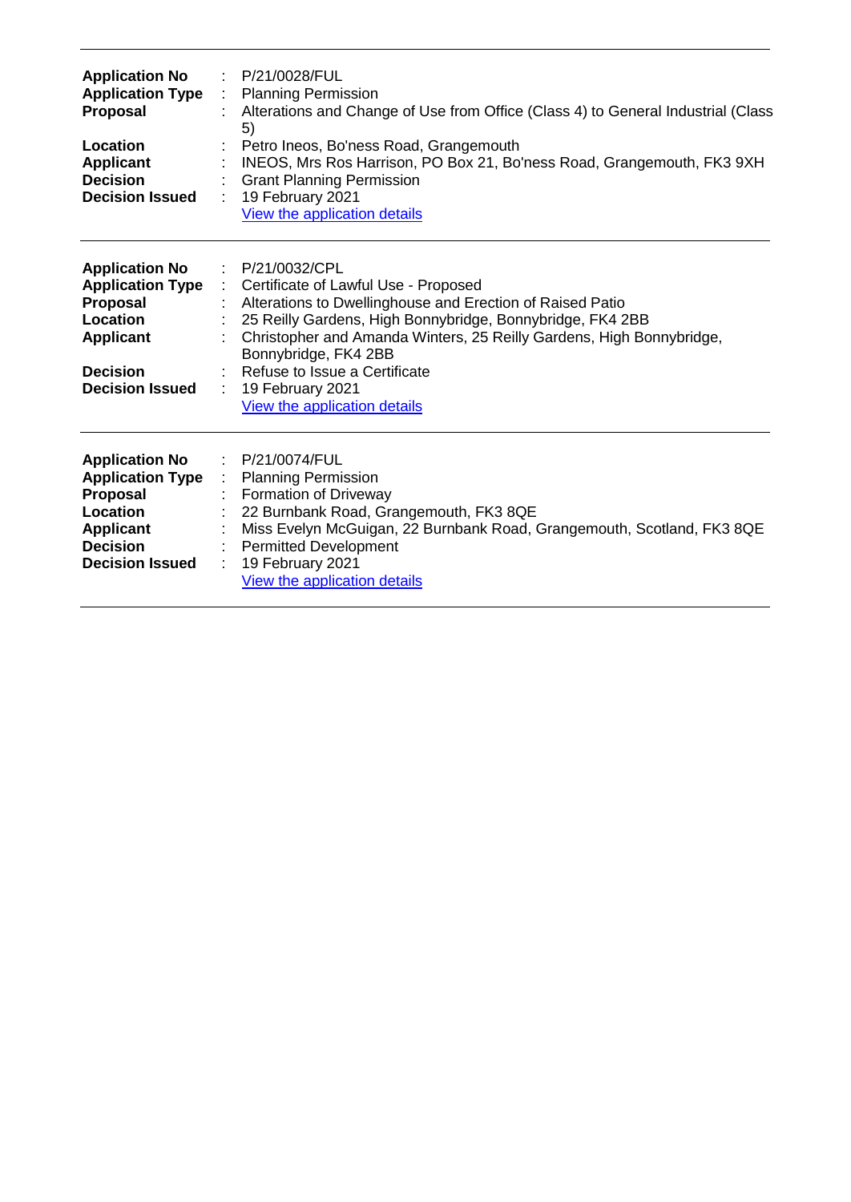---

**Application No** : P/21/0028/FUL
**Application Type** : Planning Permission
**Proposal** : Alterations and Change of Use from Office (Class 4) to General Industrial (Class 5)
**Location** : Petro Ineos, Bo'ness Road, Grangemouth
**Applicant** : INEOS, Mrs Ros Harrison, PO Box 21, Bo'ness Road, Grangemouth, FK3 9XH
**Decision** : Grant Planning Permission
**Decision Issued** : 19 February 2021
View the application details

---

**Application No** : P/21/0032/CPL
**Application Type** : Certificate of Lawful Use - Proposed
**Proposal** : Alterations to Dwellinghouse and Erection of Raised Patio
**Location** : 25 Reilly Gardens, High Bonnybridge, Bonnybridge, FK4 2BB
**Applicant** : Christopher and Amanda Winters, 25 Reilly Gardens, High Bonnybridge, Bonnybridge, FK4 2BB
**Decision** : Refuse to Issue a Certificate
**Decision Issued** : 19 February 2021
View the application details

---

**Application No** : P/21/0074/FUL
**Application Type** : Planning Permission
**Proposal** : Formation of Driveway
**Location** : 22 Burnbank Road, Grangemouth, FK3 8QE
**Applicant** : Miss Evelyn McGuigan, 22 Burnbank Road, Grangemouth, Scotland, FK3 8QE
**Decision** : Permitted Development
**Decision Issued** : 19 February 2021
View the application details

---